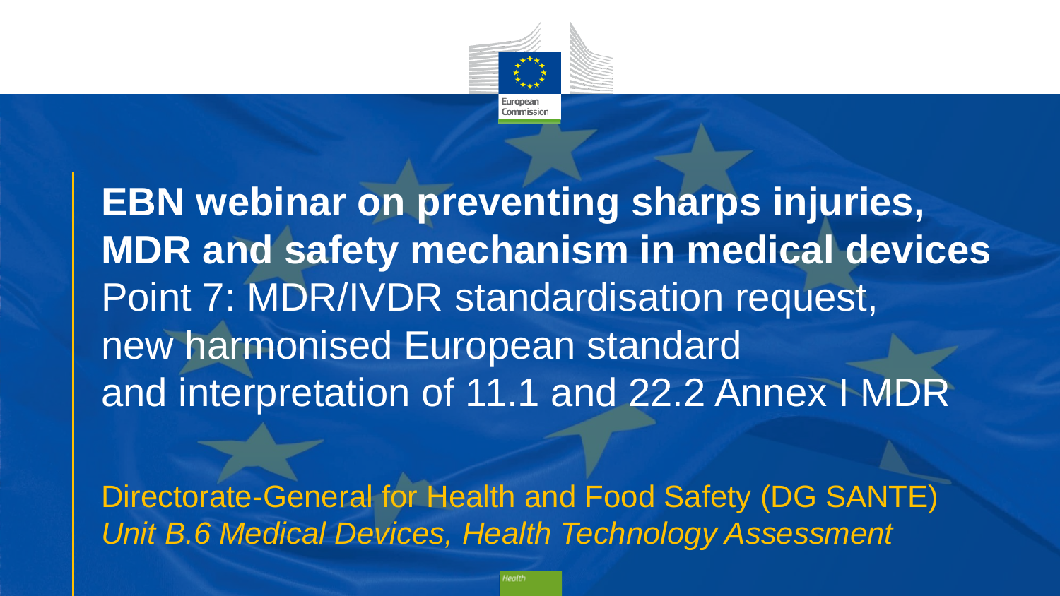# EBN webinar on preventing sharps injuries, MDR and safety mechanism in medical devices

Point 7: MDR/IVDR standardisation request, new harmonised European standard and interpretation of 11.1 and 22.2 Annex I MDR

Directorate-General for Health and Food Safety (DG SANTE)

*Unit B.6 Medical Devices, Health Technology Assessment*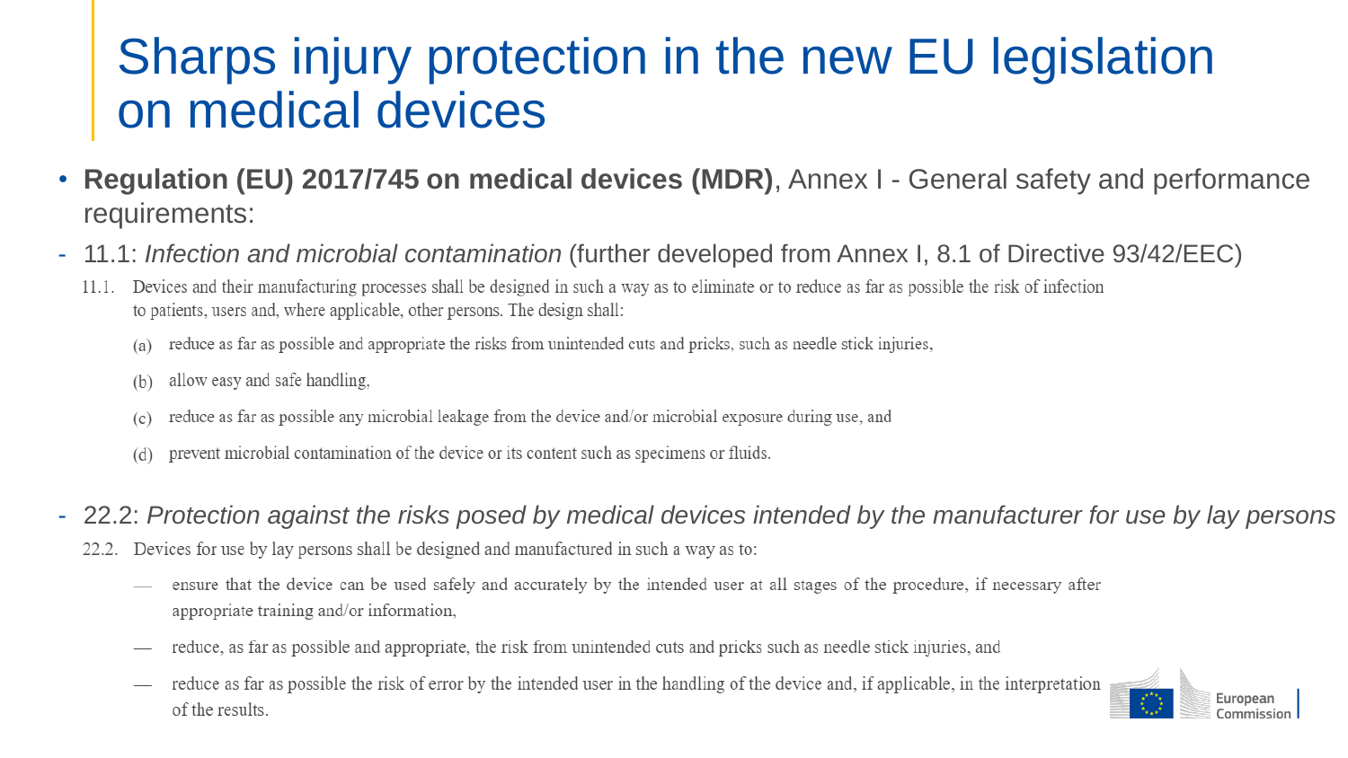# Sharps injury protection in the new EU legislation on medical devices

- **Regulation (EU) 2017/745 on medical devices (MDR)**, Annex I - General safety and performance requirements:

- 11.1: *Infection and microbial contamination* (further developed from Annex I, 8.1 of Directive 93/42/EEC)

  11.1. Devices and their manufacturing processes shall be designed in such a way as to eliminate or to reduce as far as possible the risk of infection to patients, users and, where applicable, other persons. The design shall:

  (a) reduce as far as possible and appropriate the risks from unintended cuts and pricks, such as needle stick injuries,

  (b) allow easy and safe handling,

  (c) reduce as far as possible any microbial leakage from the device and/or microbial exposure during use, and

  (d) prevent microbial contamination of the device or its content such as specimens or fluids.

- 22.2: *Protection against the risks posed by medical devices intended by the manufacturer for use by lay persons*

  22.2. Devices for use by lay persons shall be designed and manufactured in such a way as to:

  — ensure that the device can be used safely and accurately by the intended user at all stages of the procedure, if necessary after appropriate training and/or information,

  — reduce, as far as possible and appropriate, the risk from unintended cuts and pricks such as needle stick injuries, and

  — reduce as far as possible the risk of error by the intended user in the handling of the device and, if applicable, in the interpretation of the results.

European Commission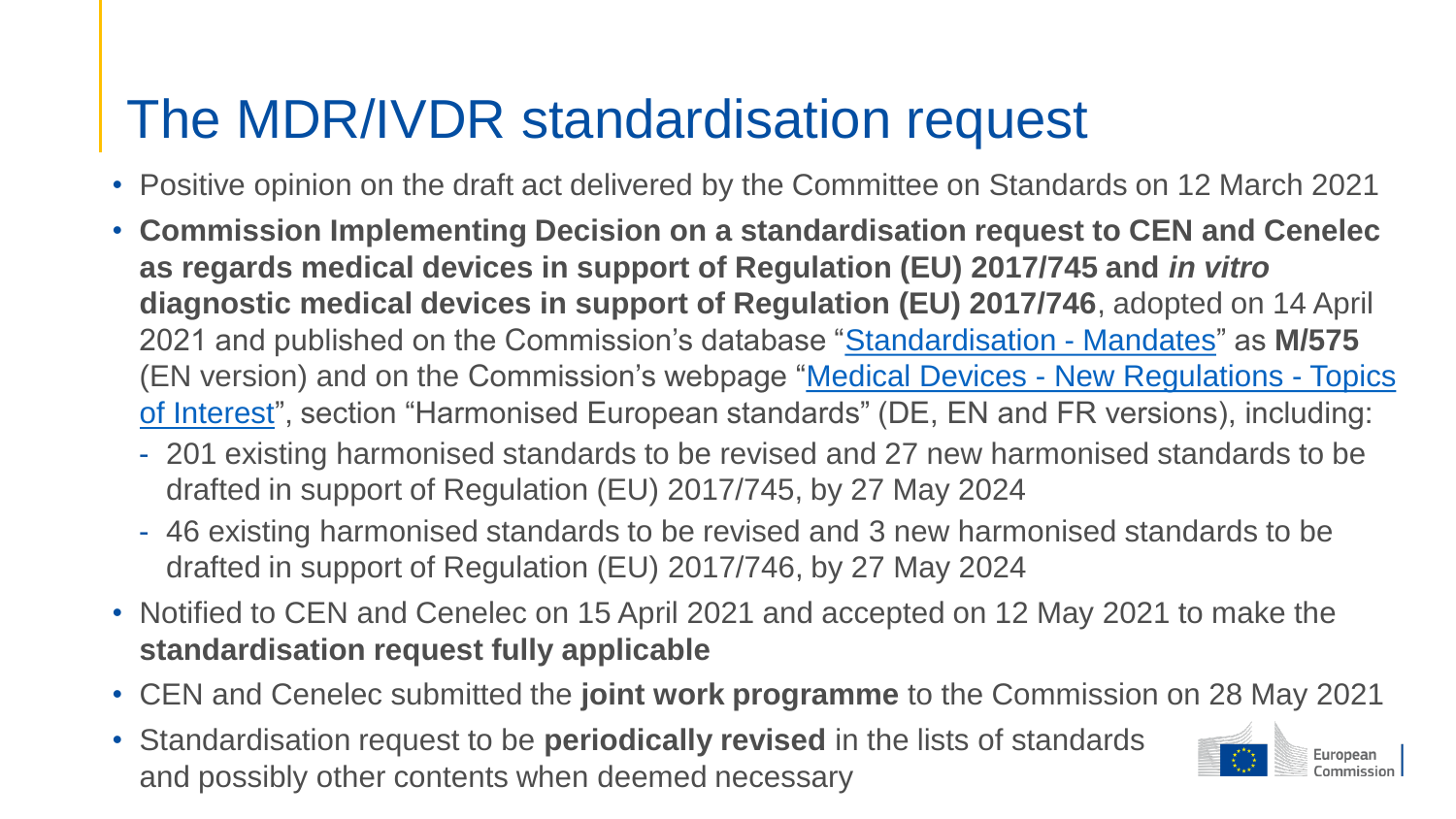# The MDR/IVDR standardisation request

- Positive opinion on the draft act delivered by the Committee on Standards on 12 March 2021
- **Commission Implementing Decision on a standardisation request to CEN and Cenelec as regards medical devices in support of Regulation (EU) 2017/745 and *in vitro* diagnostic medical devices in support of Regulation (EU) 2017/746**, adopted on 14 April 2021 and published on the Commission's database "Standardisation - Mandates" as **M/575** (EN version) and on the Commission's webpage "Medical Devices - New Regulations - Topics of Interest", section "Harmonised European standards" (DE, EN and FR versions), including:
  - 201 existing harmonised standards to be revised and 27 new harmonised standards to be drafted in support of Regulation (EU) 2017/745, by 27 May 2024
  - 46 existing harmonised standards to be revised and 3 new harmonised standards to be drafted in support of Regulation (EU) 2017/746, by 27 May 2024
- Notified to CEN and Cenelec on 15 April 2021 and accepted on 12 May 2021 to make the **standardisation request fully applicable**
- CEN and Cenelec submitted the **joint work programme** to the Commission on 28 May 2021
- Standardisation request to be **periodically revised** in the lists of standards and possibly other contents when deemed necessary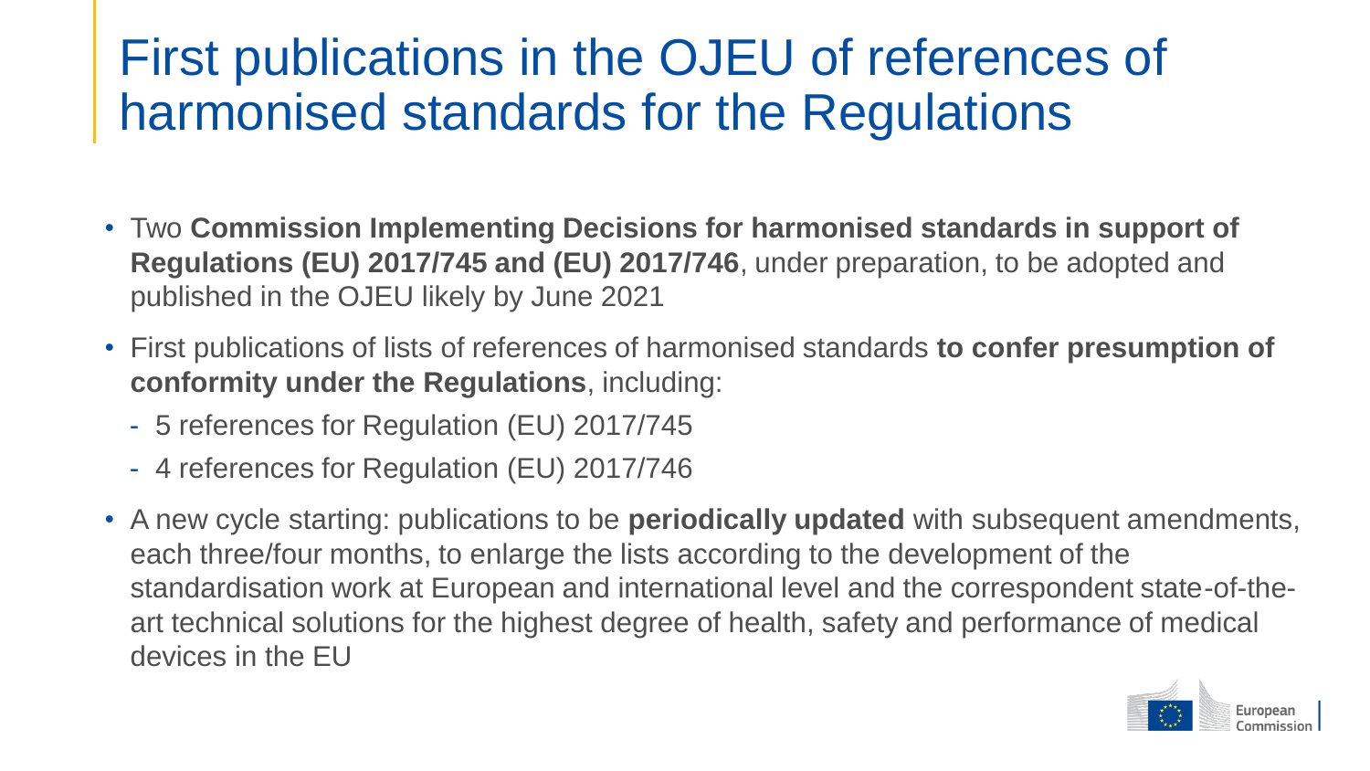# First publications in the OJEU of references of harmonised standards for the Regulations

- Two **Commission Implementing Decisions for harmonised standards in support of Regulations (EU) 2017/745 and (EU) 2017/746**, under preparation, to be adopted and published in the OJEU likely by June 2021
- First publications of lists of references of harmonised standards **to confer presumption of conformity under the Regulations**, including:
  - 5 references for Regulation (EU) 2017/745
  - 4 references for Regulation (EU) 2017/746
- A new cycle starting: publications to be **periodically updated** with subsequent amendments, each three/four months, to enlarge the lists according to the development of the standardisation work at European and international level and the correspondent state-of-the-art technical solutions for the highest degree of health, safety and performance of medical devices in the EU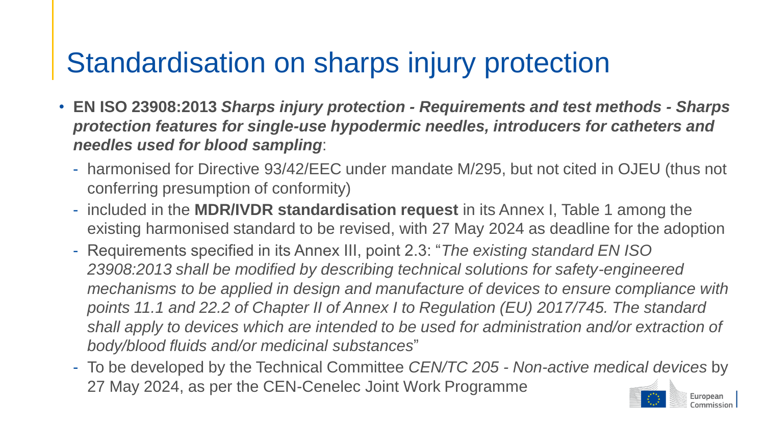# Standardisation on sharps injury protection

- **EN ISO 23908:2013** ***Sharps injury protection - Requirements and test methods - Sharps protection features for single-use hypodermic needles, introducers for catheters and needles used for blood sampling***:
  - harmonised for Directive 93/42/EEC under mandate M/295, but not cited in OJEU (thus not conferring presumption of conformity)
  - included in the **MDR/IVDR standardisation request** in its Annex I, Table 1 among the existing harmonised standard to be revised, with 27 May 2024 as deadline for the adoption
  - Requirements specified in its Annex III, point 2.3: "*The existing standard EN ISO 23908:2013 shall be modified by describing technical solutions for safety-engineered mechanisms to be applied in design and manufacture of devices to ensure compliance with points 11.1 and 22.2 of Chapter II of Annex I to Regulation (EU) 2017/745. The standard shall apply to devices which are intended to be used for administration and/or extraction of body/blood fluids and/or medicinal substances*"
  - To be developed by the Technical Committee *CEN/TC 205 - Non-active medical devices* by 27 May 2024, as per the CEN-Cenelec Joint Work Programme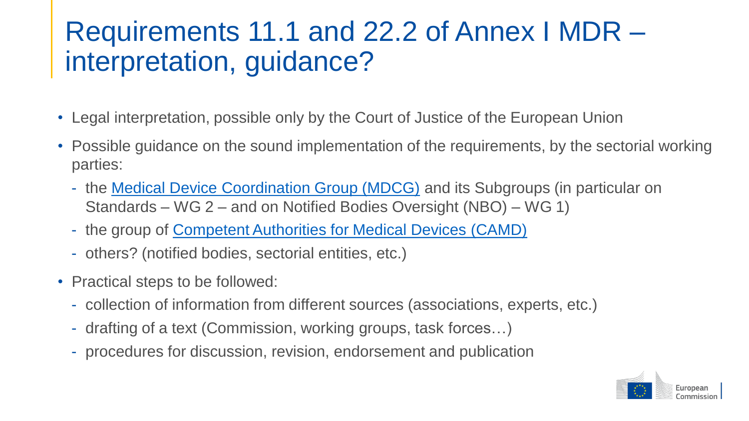# Requirements 11.1 and 22.2 of Annex I MDR – interpretation, guidance?

- Legal interpretation, possible only by the Court of Justice of the European Union
- Possible guidance on the sound implementation of the requirements, by the sectorial working parties:
  - the Medical Device Coordination Group (MDCG) and its Subgroups (in particular on Standards – WG 2 – and on Notified Bodies Oversight (NBO) – WG 1)
  - the group of Competent Authorities for Medical Devices (CAMD)
  - others? (notified bodies, sectorial entities, etc.)
- Practical steps to be followed:
  - collection of information from different sources (associations, experts, etc.)
  - drafting of a text (Commission, working groups, task forces…)
  - procedures for discussion, revision, endorsement and publication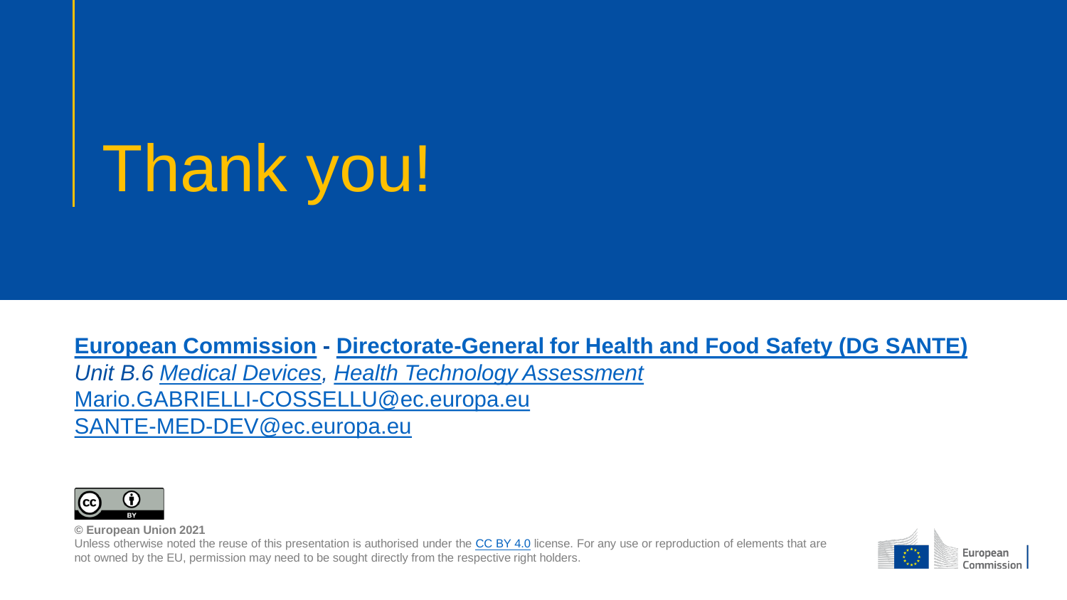# Thank you!

**European Commission - Directorate-General for Health and Food Safety (DG SANTE)**

*Unit B.6 Medical Devices, Health Technology Assessment*

Mario.GABRIELLI-COSSELLU@ec.europa.eu

SANTE-MED-DEV@ec.europa.eu

**© European Union 2021**

Unless otherwise noted the reuse of this presentation is authorised under the CC BY 4.0 license. For any use or reproduction of elements that are not owned by the EU, permission may need to be sought directly from the respective right holders.